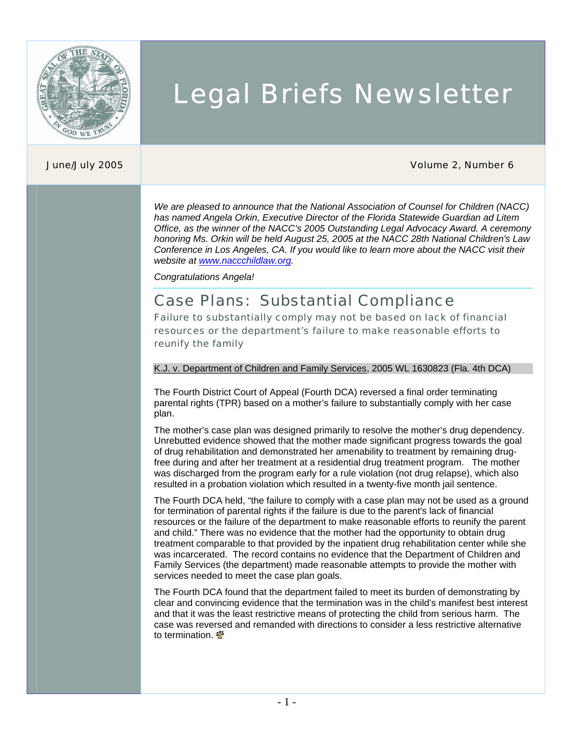# Legal Briefs Newsletter

June/July 2005

Volume 2, Number 6

*We are pleased to announce that the National Association of Counsel for Children (NACC) has named Angela Orkin, Executive Director of the Florida Statewide Guardian ad Litem Office, as the winner of the NACC's 2005 Outstanding Legal Advocacy Award. A ceremony honoring Ms. Orkin will be held August 25, 2005 at the NACC 28th National Children's Law Conference in Los Angeles, CA. If you would like to learn more about the NACC visit their website at [www.naccchildlaw.org](www.naccchildlaw.org).*

*Congratulations Angela!*

## Case Plans: Substantial Compliance

### Failure to substantially comply may not be based on lack of financial resources or the department's failure to make reasonable efforts to reunify the family

K.J. v. Department of Children and Family Services, 2005 WL 1630823 (Fla. 4th DCA)

The Fourth District Court of Appeal (Fourth DCA) reversed a final order terminating parental rights (TPR) based on a mother's failure to substantially comply with her case plan.

The mother's case plan was designed primarily to resolve the mother's drug dependency. Unrebutted evidence showed that the mother made significant progress towards the goal of drug rehabilitation and demonstrated her amenability to treatment by remaining drug-free during and after her treatment at a residential drug treatment program. The mother was discharged from the program early for a rule violation (not drug relapse), which also resulted in a probation violation which resulted in a twenty-five month jail sentence.

The Fourth DCA held, "the failure to comply with a case plan may not be used as a ground for termination of parental rights if the failure is due to the parent's lack of financial resources or the failure of the department to make reasonable efforts to reunify the parent and child." There was no evidence that the mother had the opportunity to obtain drug treatment comparable to that provided by the inpatient drug rehabilitation center while she was incarcerated. The record contains no evidence that the Department of Children and Family Services (the department) made reasonable attempts to provide the mother with services needed to meet the case plan goals.

The Fourth DCA found that the department failed to meet its burden of demonstrating by clear and convincing evidence that the termination was in the child's manifest best interest and that it was the least restrictive means of protecting the child from serious harm. The case was reversed and remanded with directions to consider a less restrictive alternative to termination.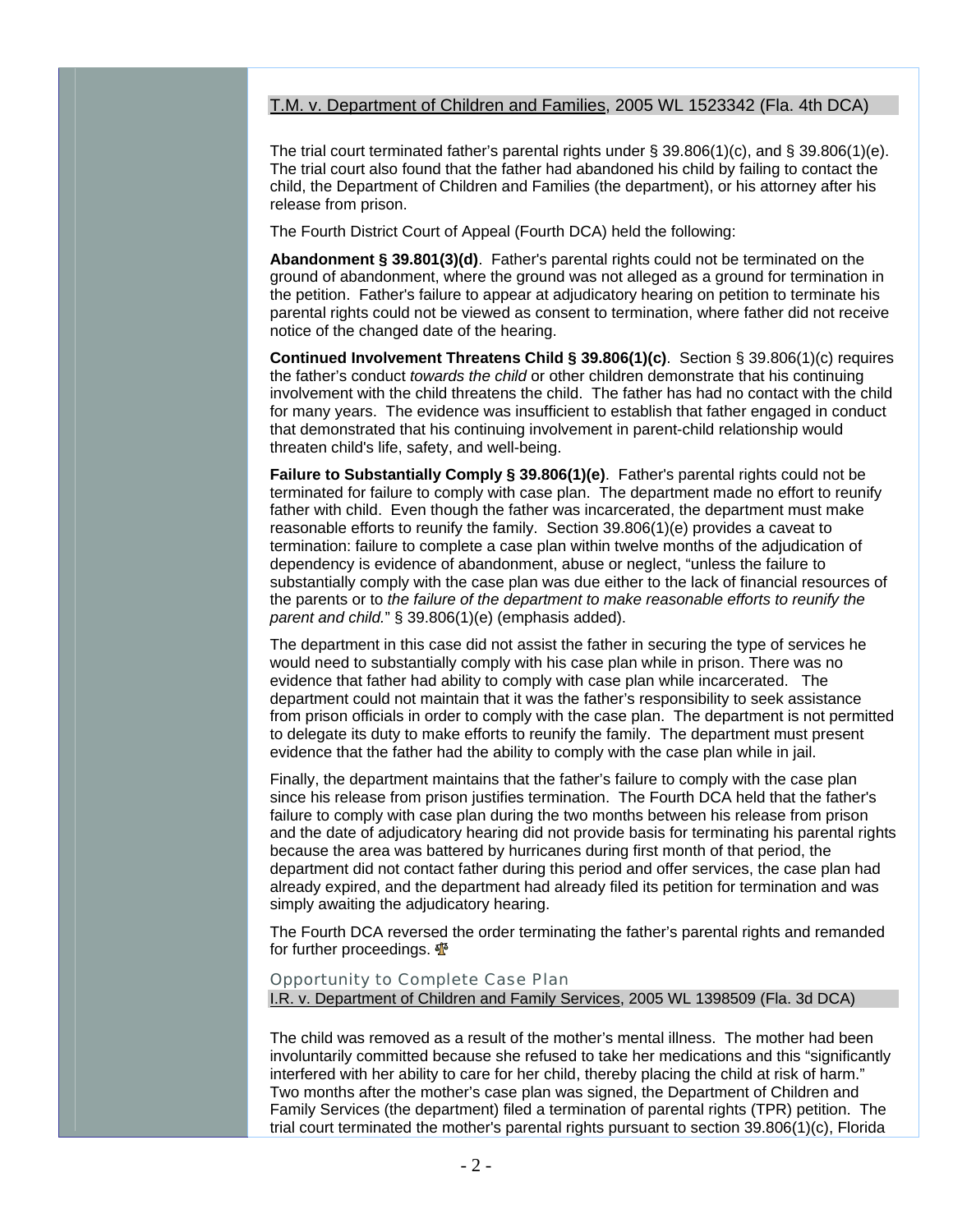T.M. v. Department of Children and Families, 2005 WL 1523342 (Fla. 4th DCA)

The trial court terminated father's parental rights under § 39.806(1)(c), and § 39.806(1)(e). The trial court also found that the father had abandoned his child by failing to contact the child, the Department of Children and Families (the department), or his attorney after his release from prison.

The Fourth District Court of Appeal (Fourth DCA) held the following:

**Abandonment § 39.801(3)(d)**. Father's parental rights could not be terminated on the ground of abandonment, where the ground was not alleged as a ground for termination in the petition. Father's failure to appear at adjudicatory hearing on petition to terminate his parental rights could not be viewed as consent to termination, where father did not receive notice of the changed date of the hearing.

**Continued Involvement Threatens Child § 39.806(1)(c)**. Section § 39.806(1)(c) requires the father's conduct *towards the child* or other children demonstrate that his continuing involvement with the child threatens the child. The father has had no contact with the child for many years. The evidence was insufficient to establish that father engaged in conduct that demonstrated that his continuing involvement in parent-child relationship would threaten child's life, safety, and well-being.

**Failure to Substantially Comply § 39.806(1)(e)**. Father's parental rights could not be terminated for failure to comply with case plan. The department made no effort to reunify father with child. Even though the father was incarcerated, the department must make reasonable efforts to reunify the family. Section 39.806(1)(e) provides a caveat to termination: failure to complete a case plan within twelve months of the adjudication of dependency is evidence of abandonment, abuse or neglect, "unless the failure to substantially comply with the case plan was due either to the lack of financial resources of the parents or to *the failure of the department to make reasonable efforts to reunify the parent and child.*" § 39.806(1)(e) (emphasis added).

The department in this case did not assist the father in securing the type of services he would need to substantially comply with his case plan while in prison. There was no evidence that father had ability to comply with case plan while incarcerated. The department could not maintain that it was the father's responsibility to seek assistance from prison officials in order to comply with the case plan. The department is not permitted to delegate its duty to make efforts to reunify the family. The department must present evidence that the father had the ability to comply with the case plan while in jail.

Finally, the department maintains that the father's failure to comply with the case plan since his release from prison justifies termination. The Fourth DCA held that the father's failure to comply with case plan during the two months between his release from prison and the date of adjudicatory hearing did not provide basis for terminating his parental rights because the area was battered by hurricanes during first month of that period, the department did not contact father during this period and offer services, the case plan had already expired, and the department had already filed its petition for termination and was simply awaiting the adjudicatory hearing.

The Fourth DCA reversed the order terminating the father's parental rights and remanded for further proceedings.

### Opportunity to Complete Case Plan

I.R. v. Department of Children and Family Services, 2005 WL 1398509 (Fla. 3d DCA)

The child was removed as a result of the mother's mental illness. The mother had been involuntarily committed because she refused to take her medications and this "significantly interfered with her ability to care for her child, thereby placing the child at risk of harm." Two months after the mother's case plan was signed, the Department of Children and Family Services (the department) filed a termination of parental rights (TPR) petition. The trial court terminated the mother's parental rights pursuant to section 39.806(1)(c), Florida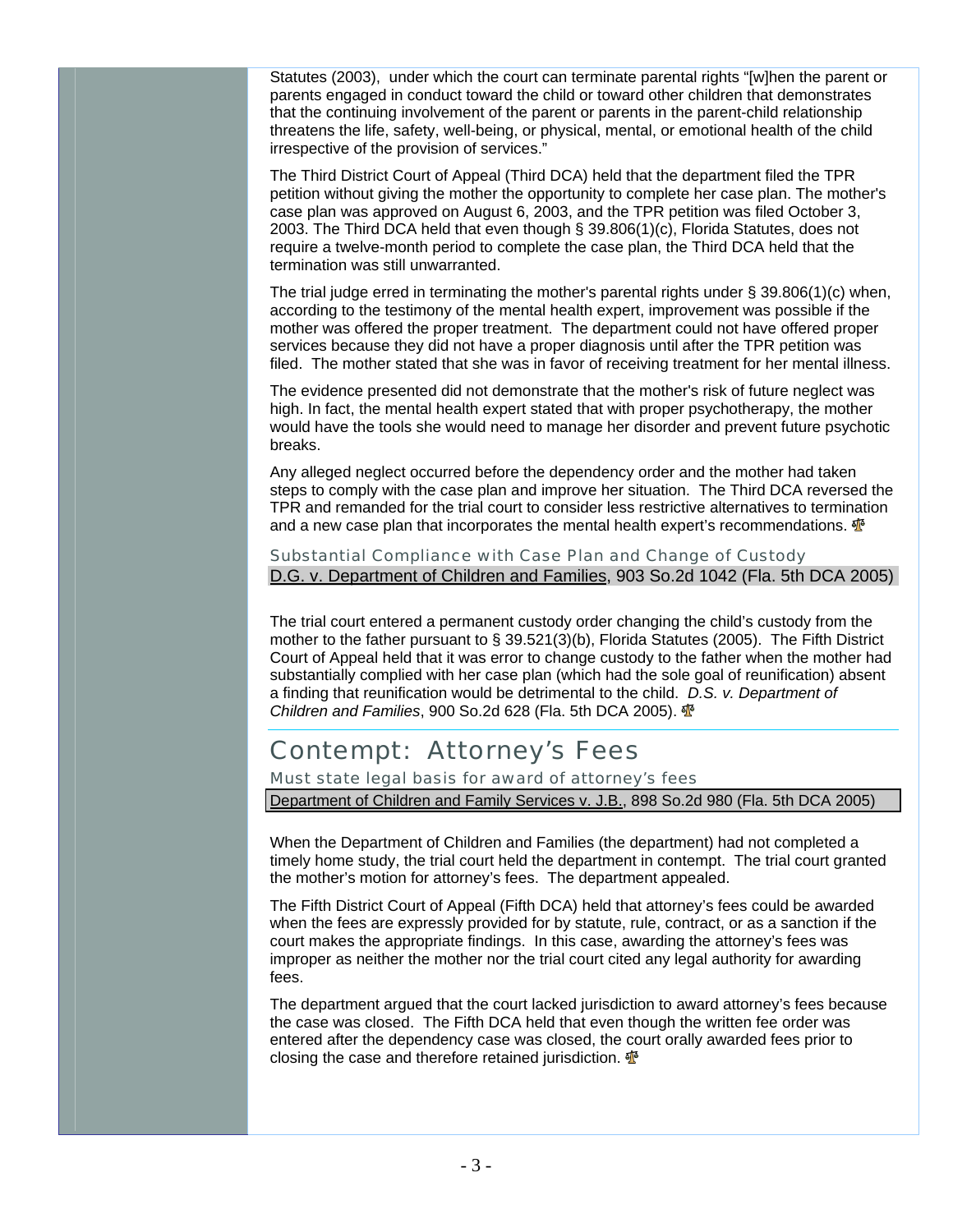Statutes (2003), under which the court can terminate parental rights "[w]hen the parent or parents engaged in conduct toward the child or toward other children that demonstrates that the continuing involvement of the parent or parents in the parent-child relationship threatens the life, safety, well-being, or physical, mental, or emotional health of the child irrespective of the provision of services."

The Third District Court of Appeal (Third DCA) held that the department filed the TPR petition without giving the mother the opportunity to complete her case plan. The mother's case plan was approved on August 6, 2003, and the TPR petition was filed October 3, 2003. The Third DCA held that even though § 39.806(1)(c), Florida Statutes, does not require a twelve-month period to complete the case plan, the Third DCA held that the termination was still unwarranted.

The trial judge erred in terminating the mother's parental rights under § 39.806(1)(c) when, according to the testimony of the mental health expert, improvement was possible if the mother was offered the proper treatment. The department could not have offered proper services because they did not have a proper diagnosis until after the TPR petition was filed. The mother stated that she was in favor of receiving treatment for her mental illness.

The evidence presented did not demonstrate that the mother's risk of future neglect was high. In fact, the mental health expert stated that with proper psychotherapy, the mother would have the tools she would need to manage her disorder and prevent future psychotic breaks.

Any alleged neglect occurred before the dependency order and the mother had taken steps to comply with the case plan and improve her situation. The Third DCA reversed the TPR and remanded for the trial court to consider less restrictive alternatives to termination and a new case plan that incorporates the mental health expert's recommendations.

### Substantial Compliance with Case Plan and Change of Custody

D.G. v. Department of Children and Families, 903 So.2d 1042 (Fla. 5th DCA 2005)

The trial court entered a permanent custody order changing the child's custody from the mother to the father pursuant to § 39.521(3)(b), Florida Statutes (2005). The Fifth District Court of Appeal held that it was error to change custody to the father when the mother had substantially complied with her case plan (which had the sole goal of reunification) absent a finding that reunification would be detrimental to the child. *D.S. v. Department of Children and Families*, 900 So.2d 628 (Fla. 5th DCA 2005).

## Contempt: Attorney's Fees

### Must state legal basis for award of attorney's fees

Department of Children and Family Services v. J.B., 898 So.2d 980 (Fla. 5th DCA 2005)

When the Department of Children and Families (the department) had not completed a timely home study, the trial court held the department in contempt. The trial court granted the mother's motion for attorney's fees. The department appealed.

The Fifth District Court of Appeal (Fifth DCA) held that attorney's fees could be awarded when the fees are expressly provided for by statute, rule, contract, or as a sanction if the court makes the appropriate findings. In this case, awarding the attorney's fees was improper as neither the mother nor the trial court cited any legal authority for awarding fees.

The department argued that the court lacked jurisdiction to award attorney's fees because the case was closed. The Fifth DCA held that even though the written fee order was entered after the dependency case was closed, the court orally awarded fees prior to closing the case and therefore retained jurisdiction.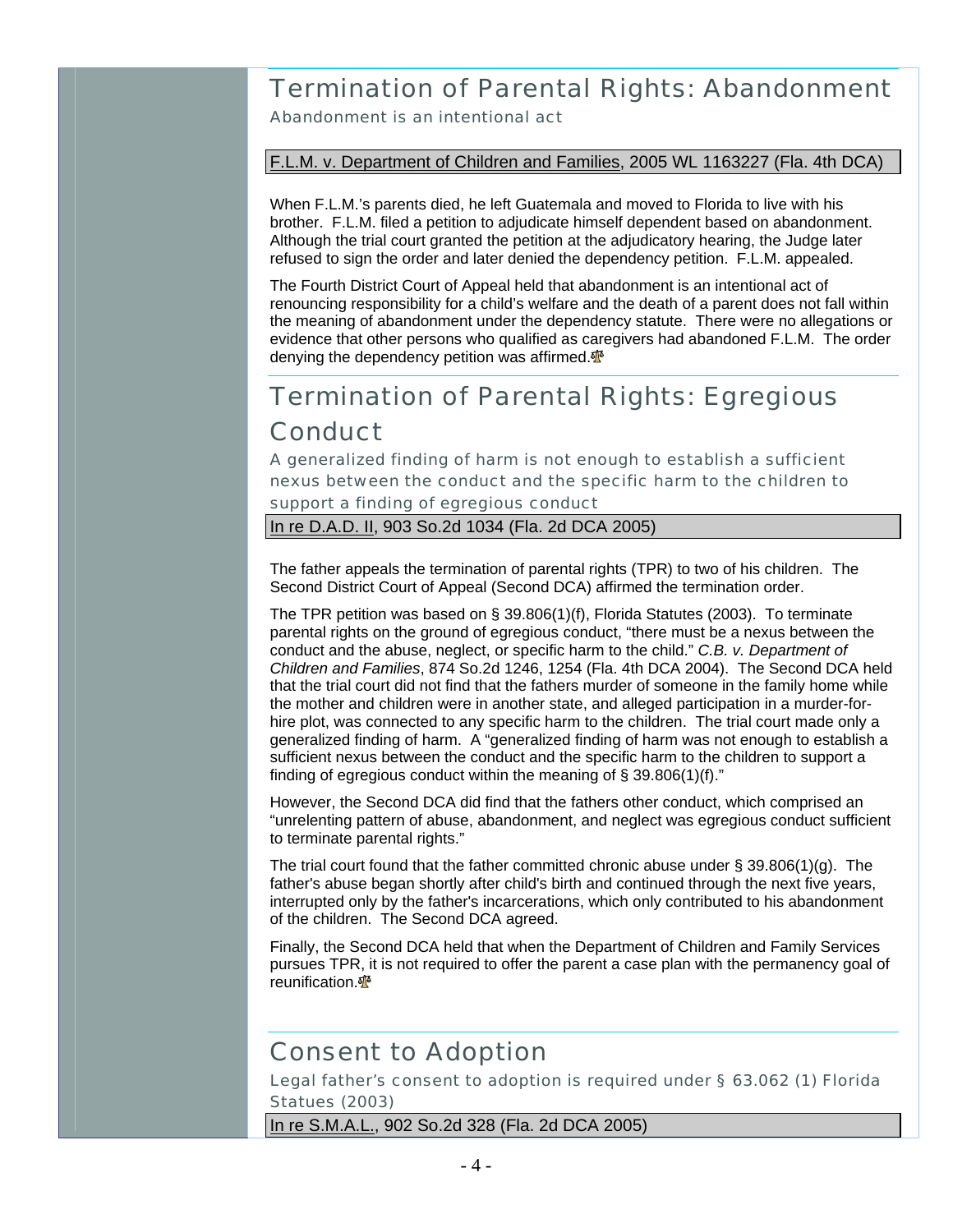## Termination of Parental Rights: Abandonment

Abandonment is an intentional act

F.L.M. v. Department of Children and Families, 2005 WL 1163227 (Fla. 4th DCA)

When F.L.M.'s parents died, he left Guatemala and moved to Florida to live with his brother. F.L.M. filed a petition to adjudicate himself dependent based on abandonment. Although the trial court granted the petition at the adjudicatory hearing, the Judge later refused to sign the order and later denied the dependency petition. F.L.M. appealed.

The Fourth District Court of Appeal held that abandonment is an intentional act of renouncing responsibility for a child's welfare and the death of a parent does not fall within the meaning of abandonment under the dependency statute. There were no allegations or evidence that other persons who qualified as caregivers had abandoned F.L.M. The order denying the dependency petition was affirmed.

## Termination of Parental Rights: Egregious Conduct

A generalized finding of harm is not enough to establish a sufficient nexus between the conduct and the specific harm to the children to support a finding of egregious conduct

In re D.A.D. II, 903 So.2d 1034 (Fla. 2d DCA 2005)

The father appeals the termination of parental rights (TPR) to two of his children. The Second District Court of Appeal (Second DCA) affirmed the termination order.

The TPR petition was based on § 39.806(1)(f), Florida Statutes (2003). To terminate parental rights on the ground of egregious conduct, "there must be a nexus between the conduct and the abuse, neglect, or specific harm to the child." *C.B. v. Department of Children and Families*, 874 So.2d 1246, 1254 (Fla. 4th DCA 2004). The Second DCA held that the trial court did not find that the fathers murder of someone in the family home while the mother and children were in another state, and alleged participation in a murder-for-hire plot, was connected to any specific harm to the children. The trial court made only a generalized finding of harm. A "generalized finding of harm was not enough to establish a sufficient nexus between the conduct and the specific harm to the children to support a finding of egregious conduct within the meaning of § 39.806(1)(f)."

However, the Second DCA did find that the fathers other conduct, which comprised an "unrelenting pattern of abuse, abandonment, and neglect was egregious conduct sufficient to terminate parental rights."

The trial court found that the father committed chronic abuse under § 39.806(1)(g). The father's abuse began shortly after child's birth and continued through the next five years, interrupted only by the father's incarcerations, which only contributed to his abandonment of the children. The Second DCA agreed.

Finally, the Second DCA held that when the Department of Children and Family Services pursues TPR, it is not required to offer the parent a case plan with the permanency goal of reunification.

## Consent to Adoption

Legal father's consent to adoption is required under § 63.062 (1) Florida Statues (2003)

In re S.M.A.L., 902 So.2d 328 (Fla. 2d DCA 2005)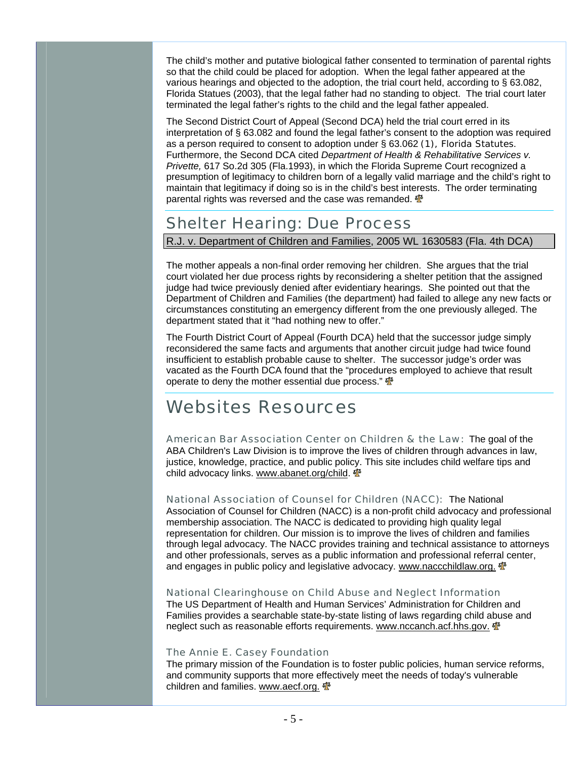The child's mother and putative biological father consented to termination of parental rights so that the child could be placed for adoption. When the legal father appeared at the various hearings and objected to the adoption, the trial court held, according to § 63.082, Florida Statues (2003), that the legal father had no standing to object. The trial court later terminated the legal father's rights to the child and the legal father appealed.

The Second District Court of Appeal (Second DCA) held the trial court erred in its interpretation of § 63.082 and found the legal father's consent to the adoption was required as a person required to consent to adoption under § 63.062 (1), Florida Statutes. Furthermore, the Second DCA cited *Department of Health & Rehabilitative Services v. Privette,* 617 So.2d 305 (Fla.1993), in which the Florida Supreme Court recognized a presumption of legitimacy to children born of a legally valid marriage and the child's right to maintain that legitimacy if doing so is in the child's best interests. The order terminating parental rights was reversed and the case was remanded.

## Shelter Hearing: Due Process

R.J. v. Department of Children and Families, 2005 WL 1630583 (Fla. 4th DCA)

The mother appeals a non-final order removing her children. She argues that the trial court violated her due process rights by reconsidering a shelter petition that the assigned judge had twice previously denied after evidentiary hearings. She pointed out that the Department of Children and Families (the department) had failed to allege any new facts or circumstances constituting an emergency different from the one previously alleged. The department stated that it "had nothing new to offer."

The Fourth District Court of Appeal (Fourth DCA) held that the successor judge simply reconsidered the same facts and arguments that another circuit judge had twice found insufficient to establish probable cause to shelter. The successor judge's order was vacated as the Fourth DCA found that the "procedures employed to achieve that result operate to deny the mother essential due process."

# Websites Resources

**American Bar Association Center on Children & the Law:** The goal of the ABA Children's Law Division is to improve the lives of children through advances in law, justice, knowledge, practice, and public policy. This site includes child welfare tips and child advocacy links. www.abanet.org/child.

**National Association of Counsel for Children (NACC):** The National Association of Counsel for Children (NACC) is a non-profit child advocacy and professional membership association. The NACC is dedicated to providing high quality legal representation for children. Our mission is to improve the lives of children and families through legal advocacy. The NACC provides training and technical assistance to attorneys and other professionals, serves as a public information and professional referral center, and engages in public policy and legislative advocacy. www.naccchildlaw.org.

**National Clearinghouse on Child Abuse and Neglect Information**

The US Department of Health and Human Services' Administration for Children and Families provides a searchable state-by-state listing of laws regarding child abuse and neglect such as reasonable efforts requirements. www.nccanch.acf.hhs.gov.

**The Annie E. Casey Foundation**

The primary mission of the Foundation is to foster public policies, human service reforms, and community supports that more effectively meet the needs of today's vulnerable children and families. www.aecf.org.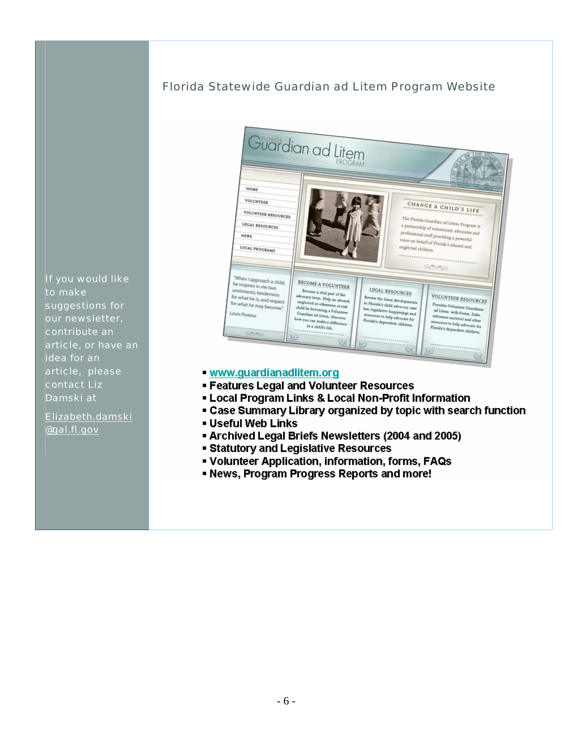If you would like to make suggestions for our newsletter, contribute an article, or have an idea for an article, please contact Liz Damski at

Elizabeth.damski@gal.fl.gov

## Florida Statewide Guardian ad Litem Program Website

- www.guardianadlitem.org
- Features Legal and Volunteer Resources
- Local Program Links & Local Non-Profit Information
- Case Summary Library organized by topic with search function
- Useful Web Links
- Archived Legal Briefs Newsletters (2004 and 2005)
- Statutory and Legislative Resources
- Volunteer Application, information, forms, FAQs
- News, Program Progress Reports and more!